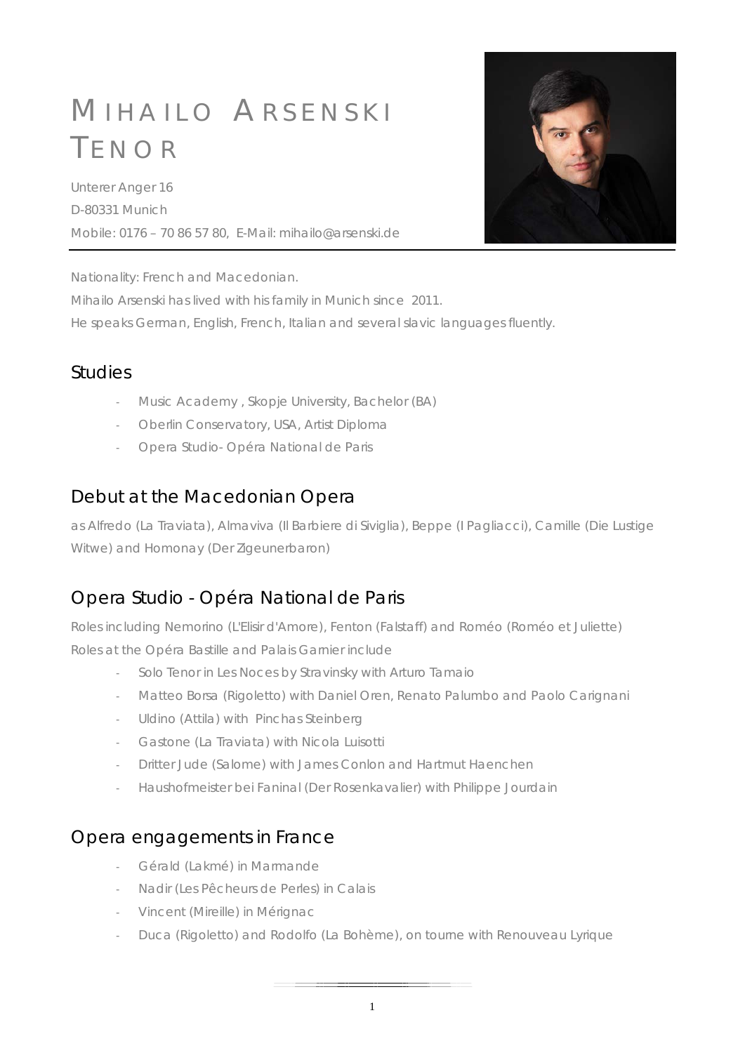# MIHAILO ARSENSKI TENOR

Unterer Anger 16
D-80331 Munich
Mobile: 0176 – 70 86 57 80, E-Mail: mihailo@arsenski.de

Nationality: French and Macedonian.
Mihailo Arsenski has lived with his family in Munich since 2011.
He speaks German, English, French, Italian and several slavic languages fluently.

## Studies

- Music Academy , Skopje University, Bachelor (BA)
- Oberlin Conservatory, USA, Artist Diploma
- Opera Studio- Opéra National de Paris

## Debut at the Macedonian Opera

as Alfredo (La Traviata), Almaviva (Il Barbiere di Siviglia), Beppe (I Pagliacci), Camille (Die Lustige Witwe) and Homonay (Der Zigeunerbaron)

## Opera Studio - Opéra National de Paris

Roles including Nemorino (L'Elisir d'Amore), Fenton (Falstaff) and Roméo (Roméo et Juliette)
Roles at the Opéra Bastille and Palais Garnier include

- Solo Tenor in Les Noces by Stravinsky with Arturo Tamaio
- Matteo Borsa (Rigoletto) with Daniel Oren, Renato Palumbo and Paolo Carignani
- Uldino (Attila) with Pinchas Steinberg
- Gastone (La Traviata) with Nicola Luisotti
- Dritter Jude (Salome) with James Conlon and Hartmut Haenchen
- Haushofmeister bei Faninal (Der Rosenkavalier) with Philippe Jourdain

## Opera engagements in France

- Gérald (Lakmé) in Marmande
- Nadir (Les Pêcheurs de Perles) in Calais
- Vincent (Mireille) in Mérignac
- Duca (Rigoletto) and Rodolfo (La Bohème), on tourne with Renouveau Lyrique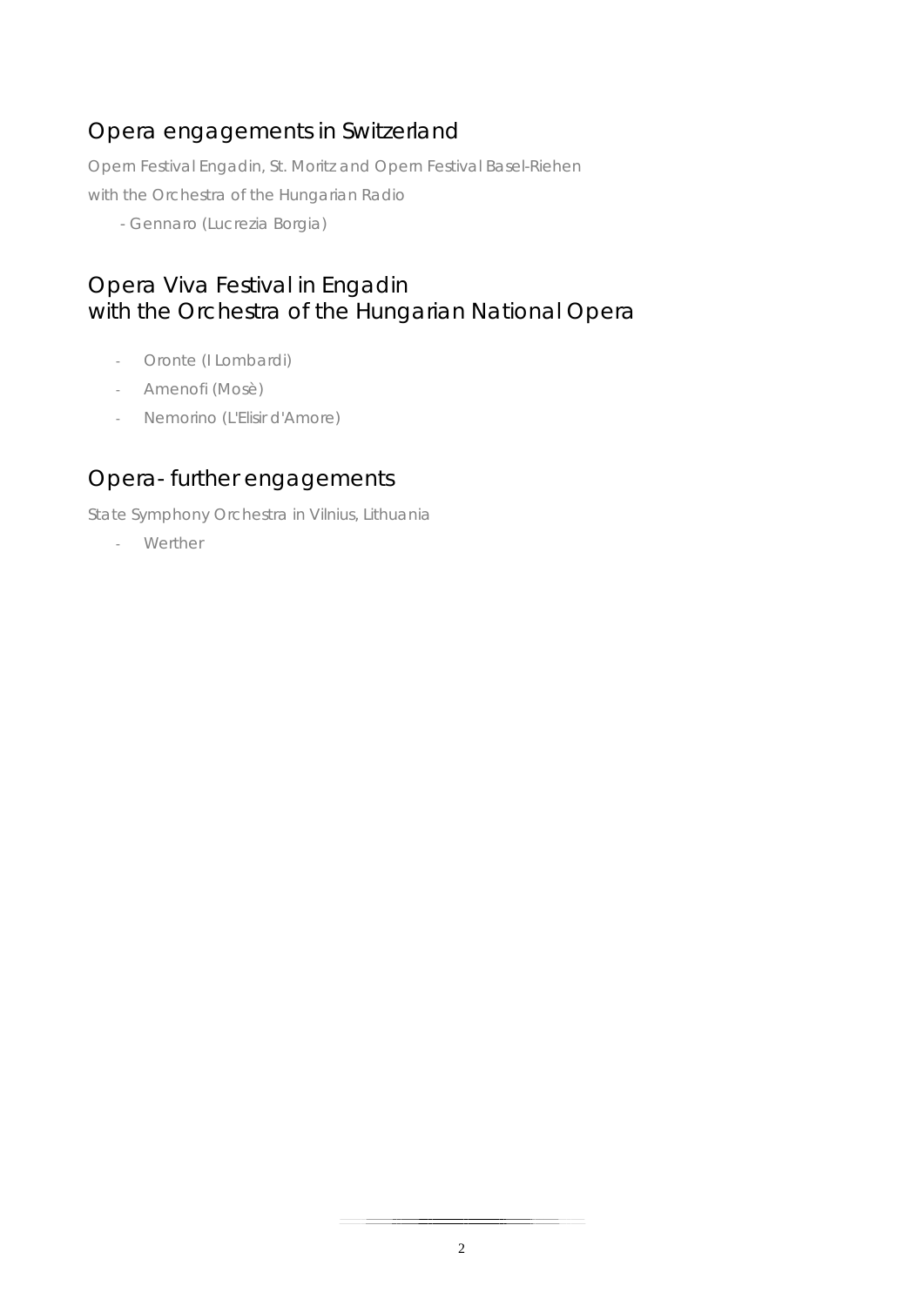## Opera engagements in Switzerland

Opern Festival Engadin, St. Moritz and Opern Festival Basel-Riehen
with the Orchestra of the Hungarian Radio

- Gennaro (Lucrezia Borgia)

## Opera Viva Festival in Engadin
with the Orchestra of the Hungarian National Opera

- Oronte (I Lombardi)
- Amenofi (Mosè)
- Nemorino (L'Elisir d'Amore)

## Opera- further engagements

State Symphony Orchestra in Vilnius, Lithuania

- Werther